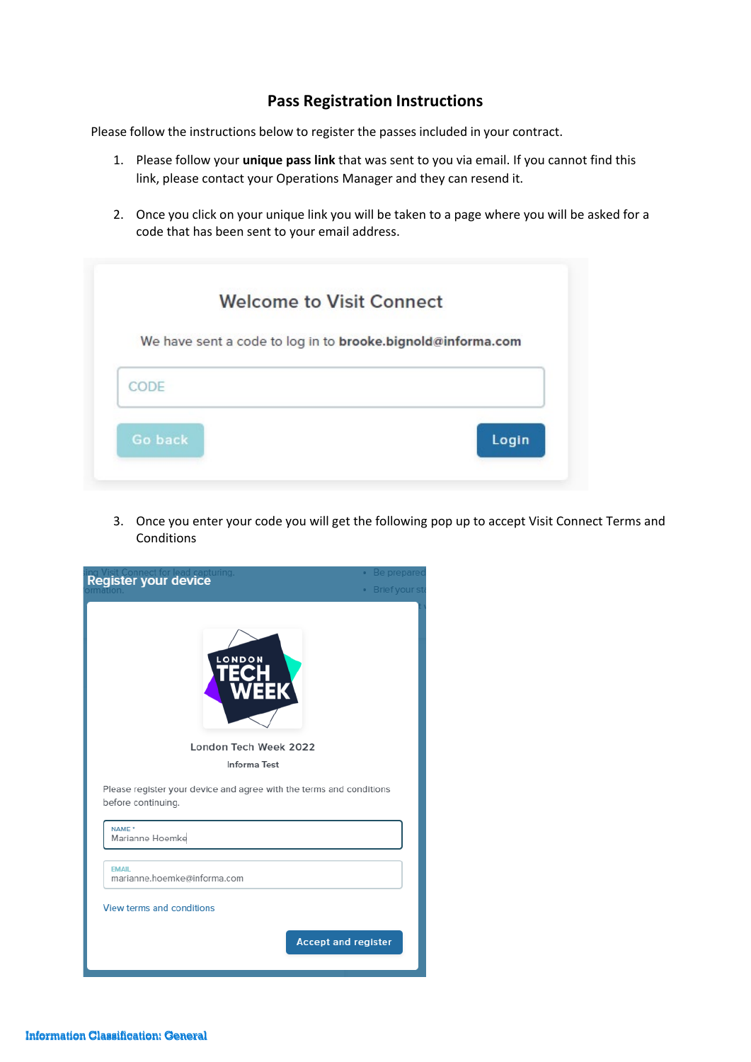## Pass Registration Instructions

Please follow the instructions below to register the passes included in your contract.

1. Please follow your **unique pass link** that was sent to you via email. If you cannot find this link, please contact your Operations Manager and they can resend it.

2. Once you click on your unique link you will be taken to a page where you will be asked for a code that has been sent to your email address.

Welcome to Visit Connect

We have sent a code to log in to **brooke.bignold@informa.com**

CODE

Go back | Login

3. Once you enter your code you will get the following pop up to accept Visit Connect Terms and Conditions

Register your device

London Tech Week 2022

Informa Test

Please register your device and agree with the terms and conditions before continuing.

NAME *
Marianne Hoemke

EMAIL
marianne.hoemke@informa.com

View terms and conditions

Accept and register

Information Classification: General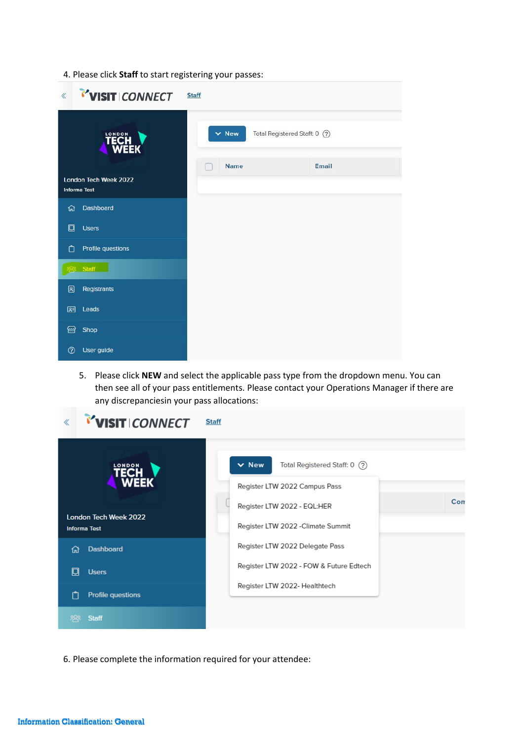4. Please click **Staff** to start registering your passes:

5. Please click **NEW** and select the applicable pass type from the dropdown menu. You can then see all of your pass entitlements. Please contact your Operations Manager if there are any discrepanciesin your pass allocations:

6. Please complete the information required for your attendee:

Information Classification: General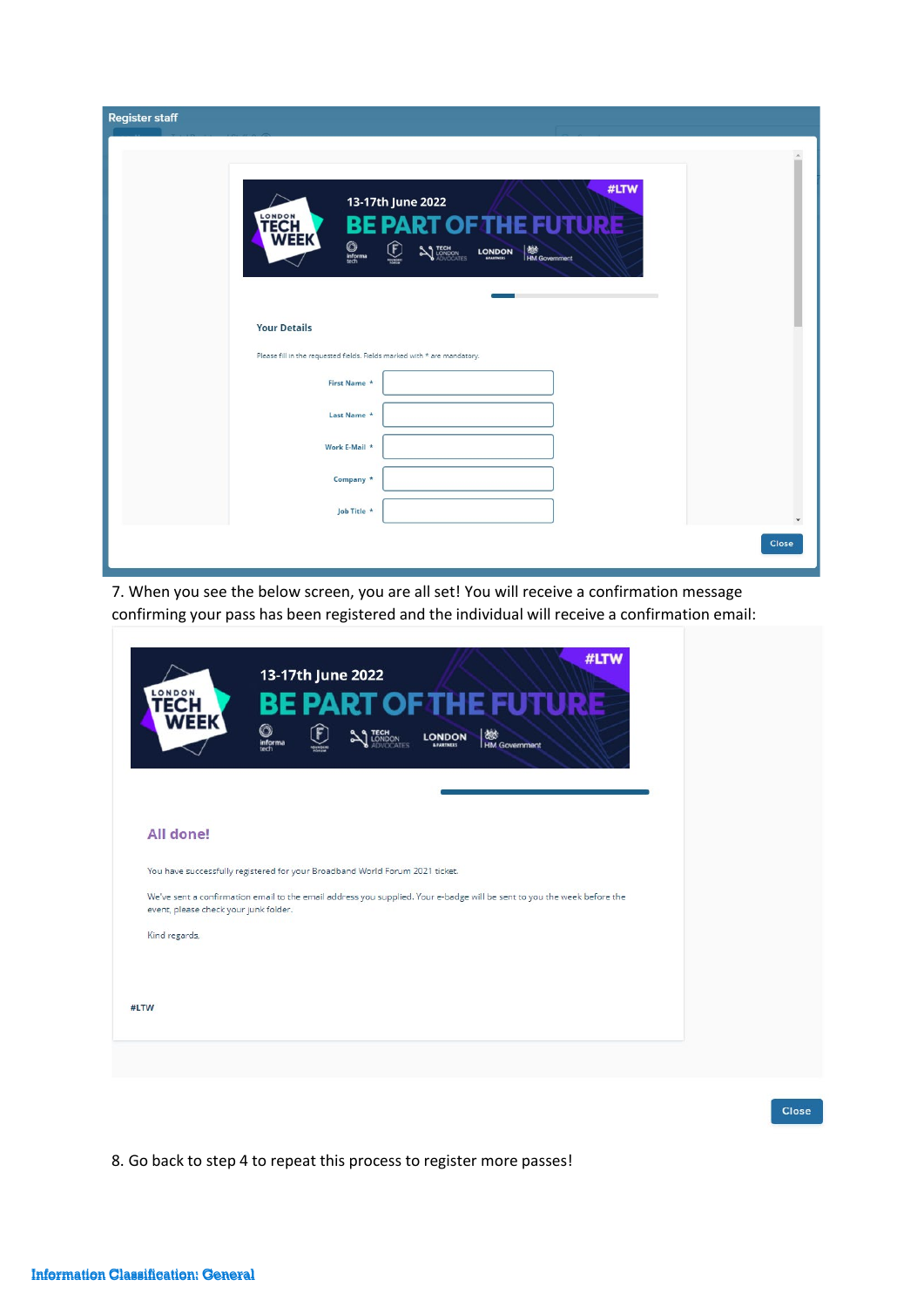Register staff

13-17th June 2022

BE PART OF THE FUTURE

#LTW

**Your Details**

Please fill in the requested fields. Fields marked with * are mandatory.

First Name *

Last Name *

Work E-Mail *

Company *

Job Title *

Close

7. When you see the below screen, you are all set! You will receive a confirmation message confirming your pass has been registered and the individual will receive a confirmation email:

13-17th June 2022

BE PART OF THE FUTURE

#LTW

**All done!**

You have successfully registered for your Broadband World Forum 2021 ticket.

We've sent a confirmation email to the email address you supplied. Your e-badge will be sent to you the week before the event, please check your junk folder.

Kind regards,

#LTW

Close

8. Go back to step 4 to repeat this process to register more passes!

Information Classification: General